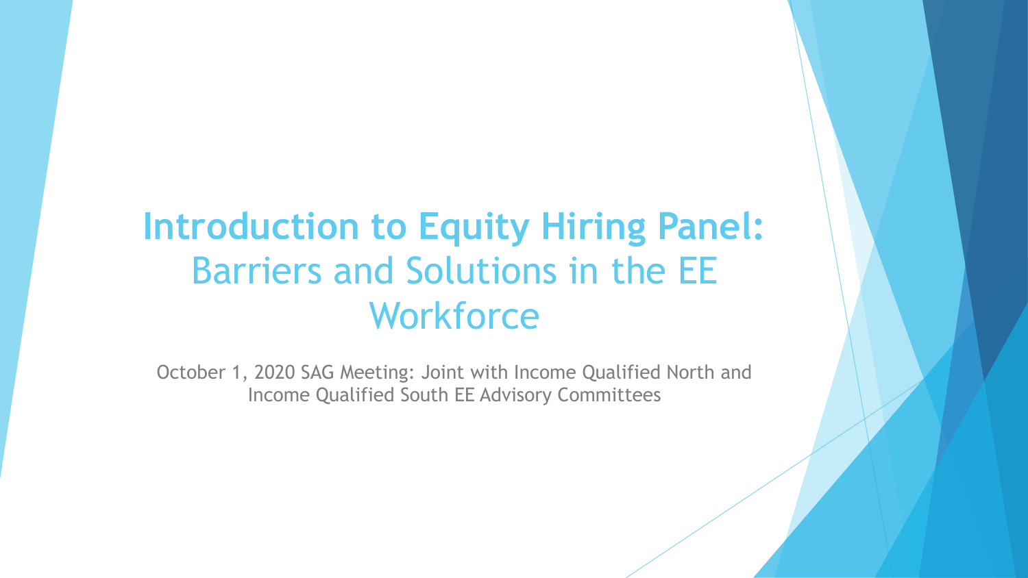# **Introduction to Equity Hiring Panel:** Barriers and Solutions in the EE Workforce

October 1, 2020 SAG Meeting: Joint with Income Qualified North and Income Qualified South EE Advisory Committees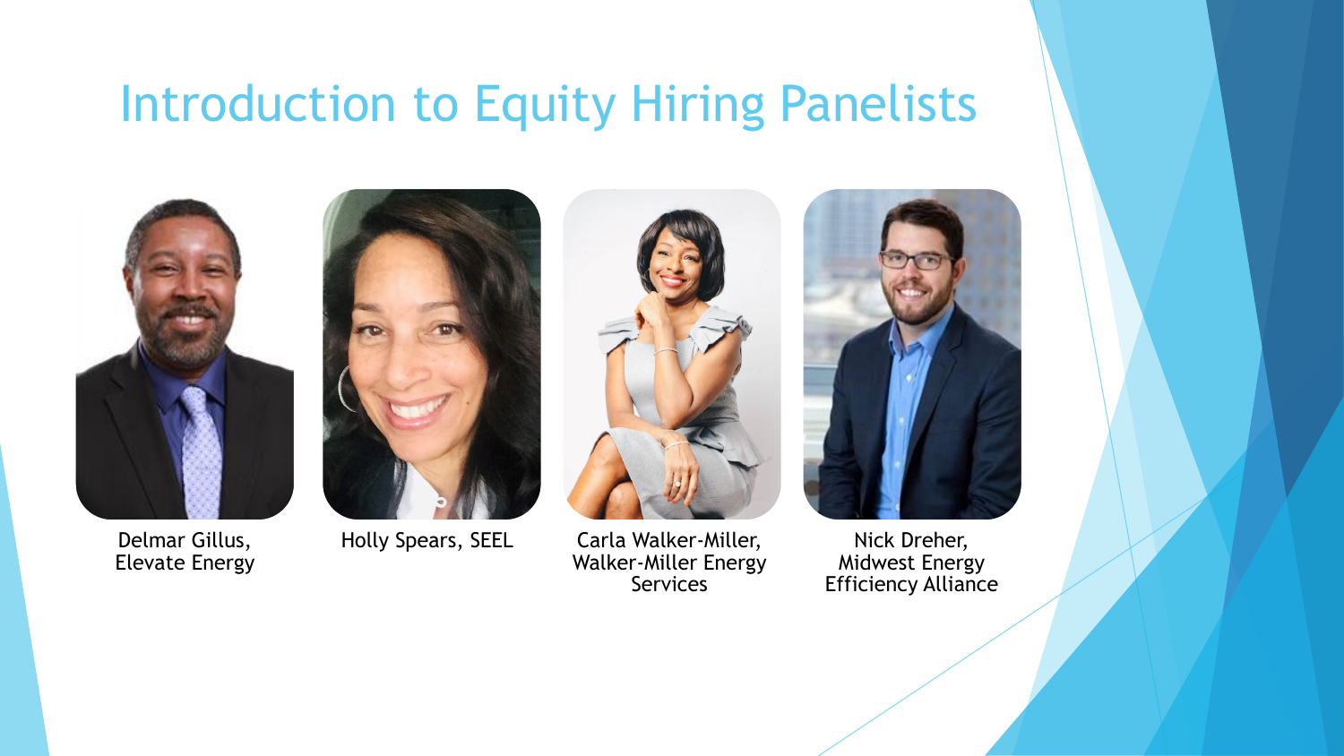# Introduction to Equity Hiring Panelists

Delmar Gillus, Elevate Energy

Holly Spears, SEEL

Carla Walker-Miller, Walker-Miller Energy Services

Nick Dreher, Midwest Energy Efficiency Alliance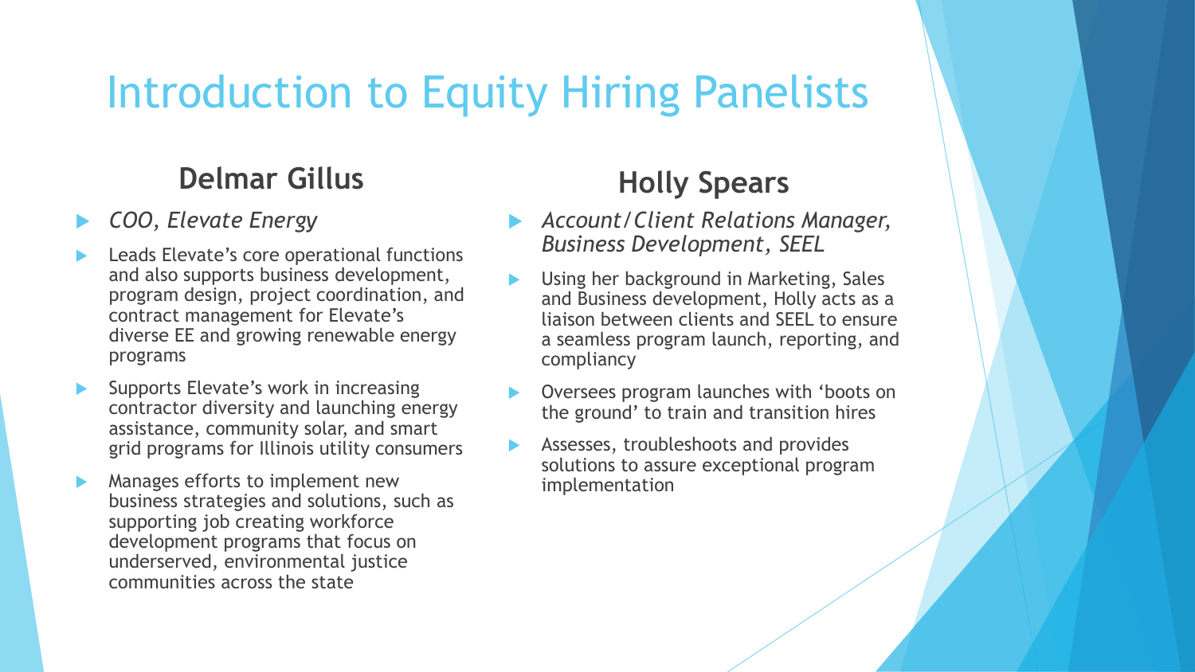# Introduction to Equity Hiring Panelists

## Delmar Gillus

- *COO, Elevate Energy*
- Leads Elevate's core operational functions and also supports business development, program design, project coordination, and contract management for Elevate's diverse EE and growing renewable energy programs
- Supports Elevate's work in increasing contractor diversity and launching energy assistance, community solar, and smart grid programs for Illinois utility consumers
- Manages efforts to implement new business strategies and solutions, such as supporting job creating workforce development programs that focus on underserved, environmental justice communities across the state

## Holly Spears

- *Account/Client Relations Manager, Business Development, SEEL*
- Using her background in Marketing, Sales and Business development, Holly acts as a liaison between clients and SEEL to ensure a seamless program launch, reporting, and compliancy
- Oversees program launches with 'boots on the ground' to train and transition hires
- Assesses, troubleshoots and provides solutions to assure exceptional program implementation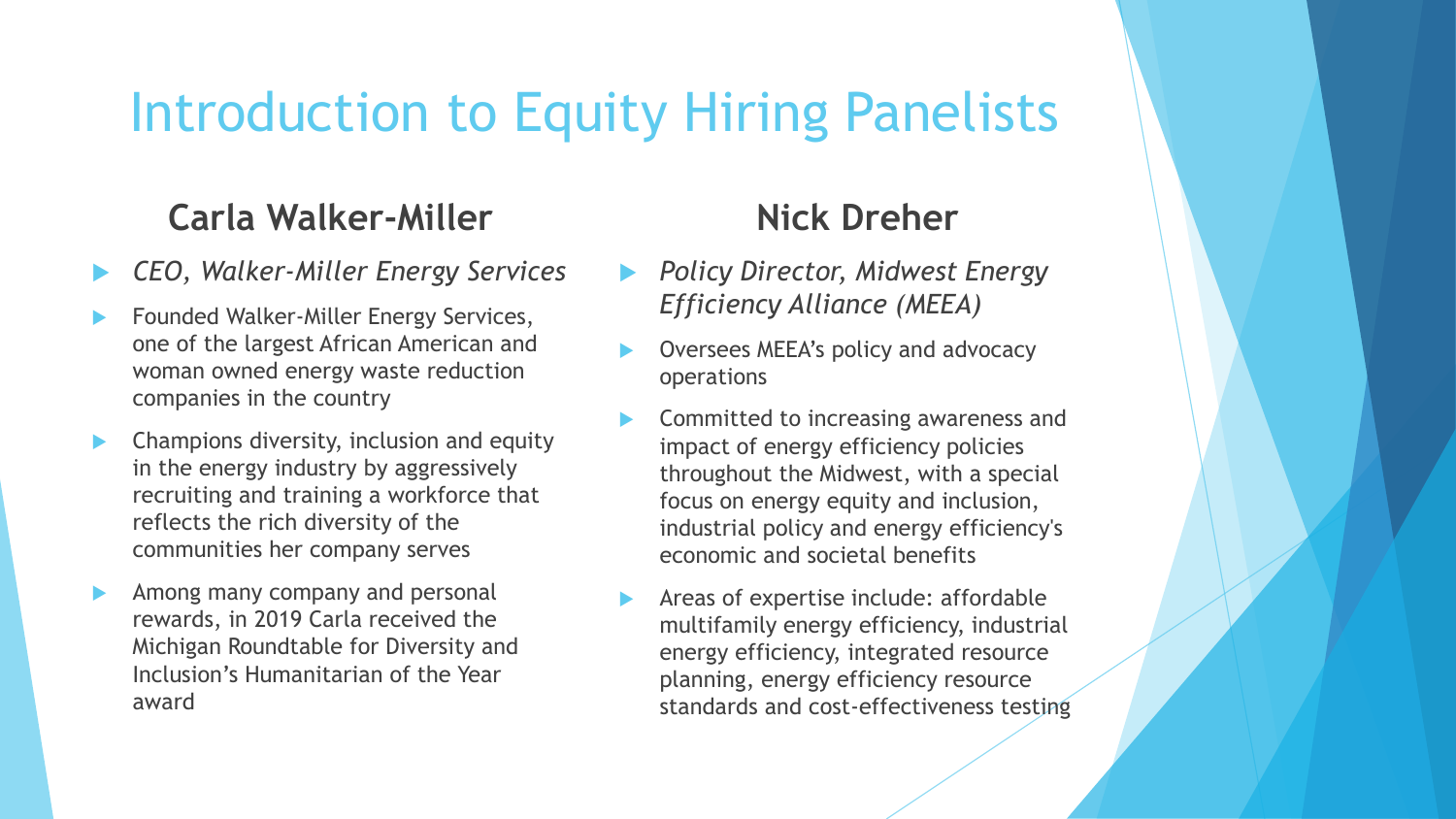# Introduction to Equity Hiring Panelists

## Carla Walker-Miller

- *CEO, Walker-Miller Energy Services*
- Founded Walker-Miller Energy Services, one of the largest African American and woman owned energy waste reduction companies in the country
- Champions diversity, inclusion and equity in the energy industry by aggressively recruiting and training a workforce that reflects the rich diversity of the communities her company serves
- Among many company and personal rewards, in 2019 Carla received the Michigan Roundtable for Diversity and Inclusion's Humanitarian of the Year award

## Nick Dreher

- *Policy Director, Midwest Energy Efficiency Alliance (MEEA)*
- Oversees MEEA's policy and advocacy operations
- Committed to increasing awareness and impact of energy efficiency policies throughout the Midwest, with a special focus on energy equity and inclusion, industrial policy and energy efficiency's economic and societal benefits
- Areas of expertise include: affordable multifamily energy efficiency, industrial energy efficiency, integrated resource planning, energy efficiency resource standards and cost-effectiveness testing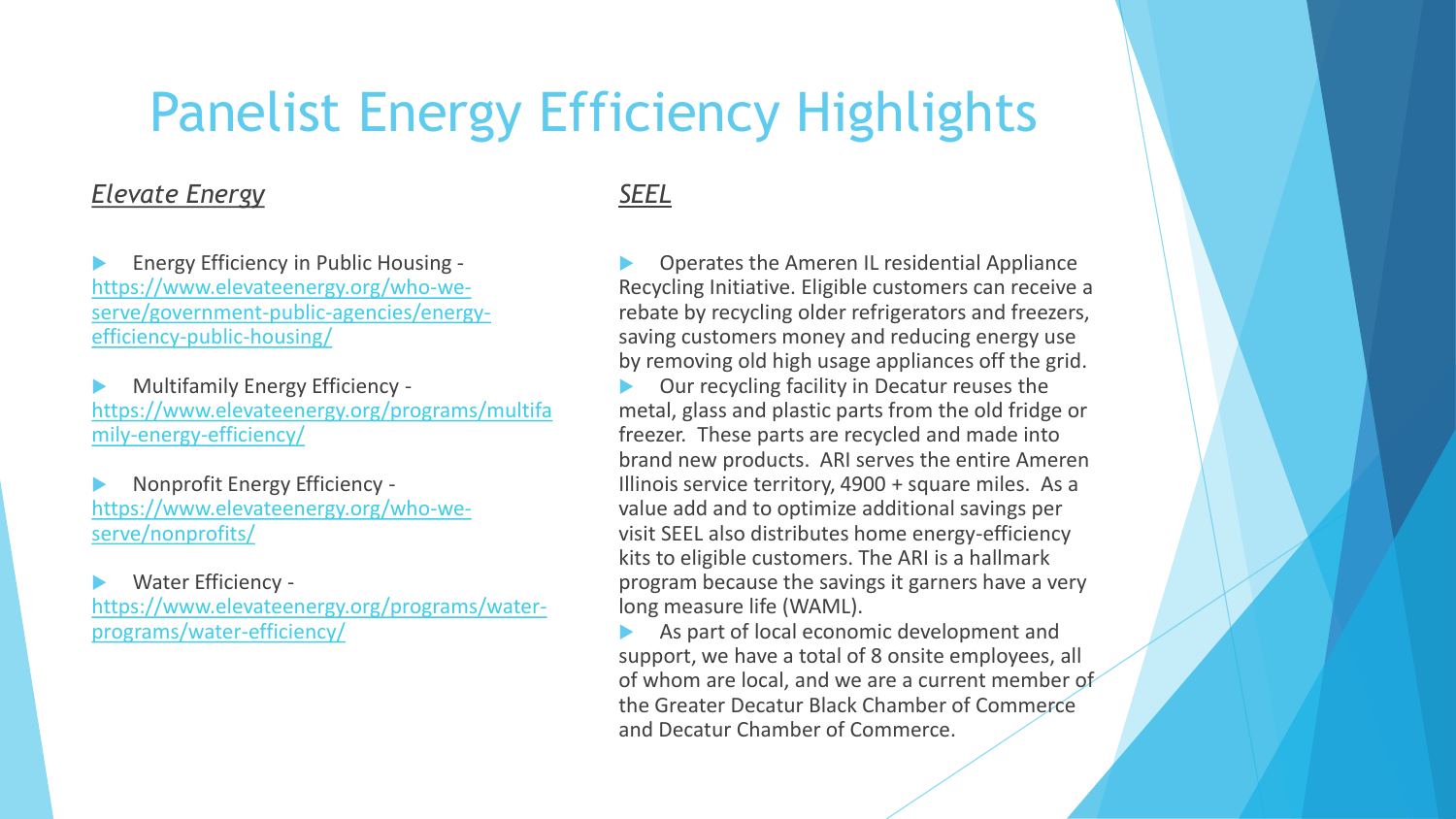# Panelist Energy Efficiency Highlights

## *Elevate Energy*

- Energy Efficiency in Public Housing - https://www.elevateenergy.org/who-we-serve/government-public-agencies/energy-efficiency-public-housing/

- Multifamily Energy Efficiency - https://www.elevateenergy.org/programs/multifamily-energy-efficiency/

- Nonprofit Energy Efficiency - https://www.elevateenergy.org/who-we-serve/nonprofits/

- Water Efficiency - https://www.elevateenergy.org/programs/water-programs/water-efficiency/

## *SEEL*

- Operates the Ameren IL residential Appliance Recycling Initiative. Eligible customers can receive a rebate by recycling older refrigerators and freezers, saving customers money and reducing energy use by removing old high usage appliances off the grid.
- Our recycling facility in Decatur reuses the metal, glass and plastic parts from the old fridge or freezer. These parts are recycled and made into brand new products. ARI serves the entire Ameren Illinois service territory, 4900 + square miles. As a value add and to optimize additional savings per visit SEEL also distributes home energy-efficiency kits to eligible customers. The ARI is a hallmark program because the savings it garners have a very long measure life (WAML).
- As part of local economic development and support, we have a total of 8 onsite employees, all of whom are local, and we are a current member of the Greater Decatur Black Chamber of Commerce and Decatur Chamber of Commerce.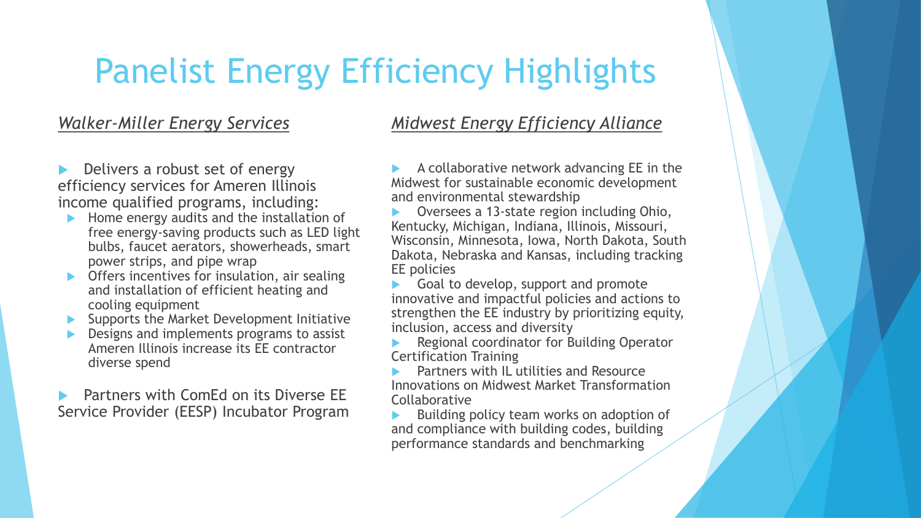# Panelist Energy Efficiency Highlights

*Walker-Miller Energy Services*

- Delivers a robust set of energy efficiency services for Ameren Illinois income qualified programs, including:
  - Home energy audits and the installation of free energy-saving products such as LED light bulbs, faucet aerators, showerheads, smart power strips, and pipe wrap
  - Offers incentives for insulation, air sealing and installation of efficient heating and cooling equipment
  - Supports the Market Development Initiative
  - Designs and implements programs to assist Ameren Illinois increase its EE contractor diverse spend
- Partners with ComEd on its Diverse EE Service Provider (EESP) Incubator Program

*Midwest Energy Efficiency Alliance*

- A collaborative network advancing EE in the Midwest for sustainable economic development and environmental stewardship
- Oversees a 13-state region including Ohio, Kentucky, Michigan, Indiana, Illinois, Missouri, Wisconsin, Minnesota, Iowa, North Dakota, South Dakota, Nebraska and Kansas, including tracking EE policies
- Goal to develop, support and promote innovative and impactful policies and actions to strengthen the EE industry by prioritizing equity, inclusion, access and diversity
- Regional coordinator for Building Operator Certification Training
- Partners with IL utilities and Resource Innovations on Midwest Market Transformation Collaborative
- Building policy team works on adoption of and compliance with building codes, building performance standards and benchmarking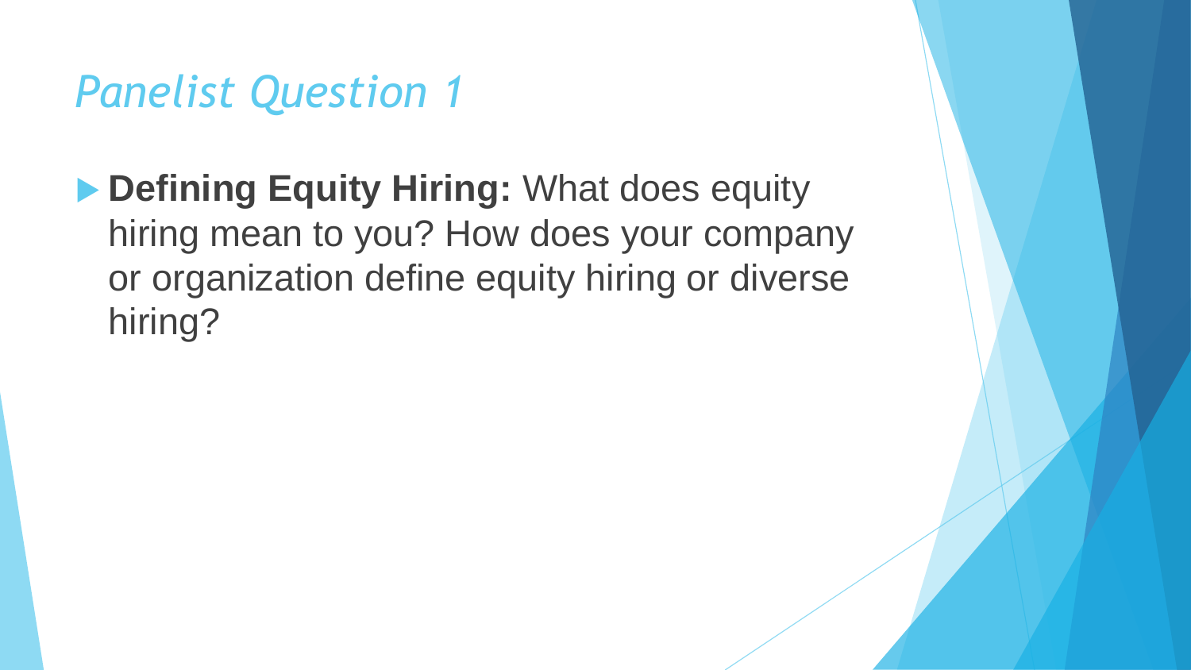# *Panelist Question 1*

- **Defining Equity Hiring:** What does equity hiring mean to you? How does your company or organization define equity hiring or diverse hiring?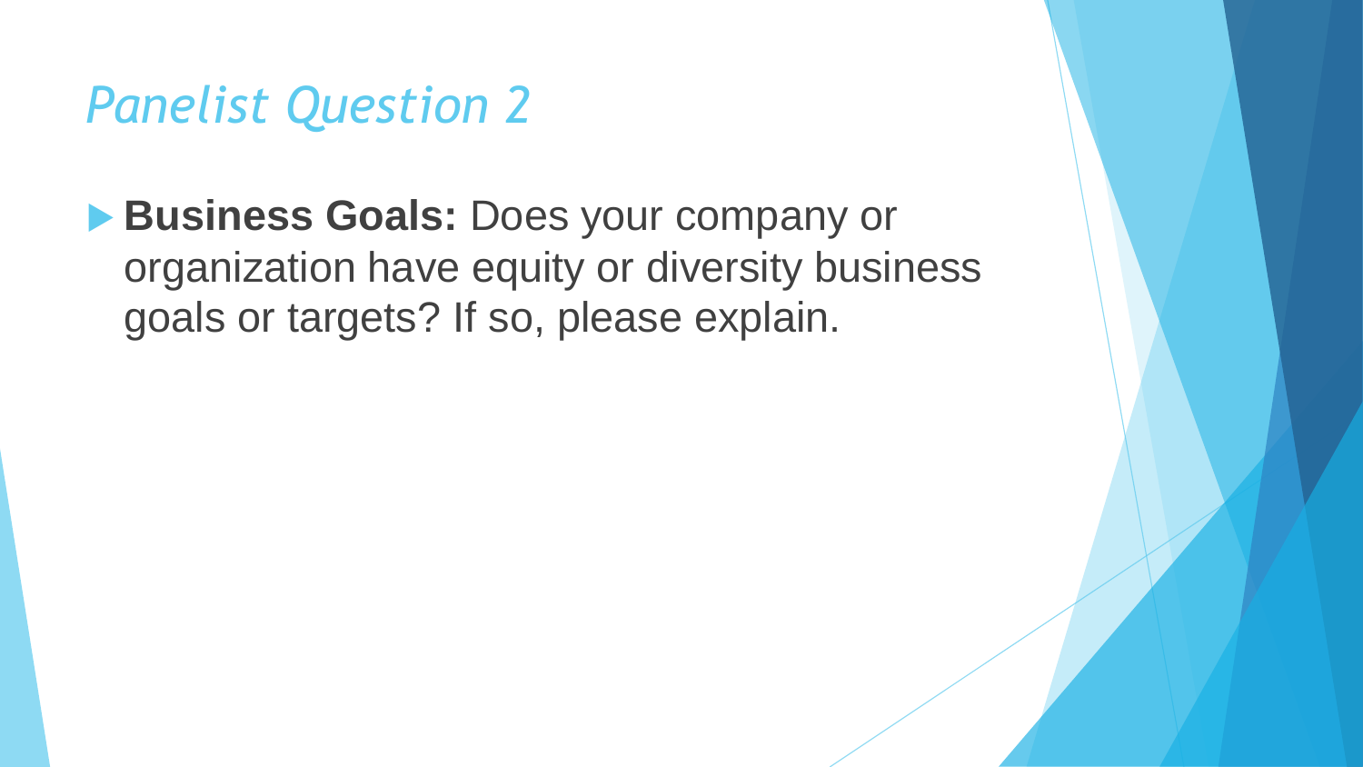# *Panelist Question 2*

- **Business Goals:** Does your company or organization have equity or diversity business goals or targets? If so, please explain.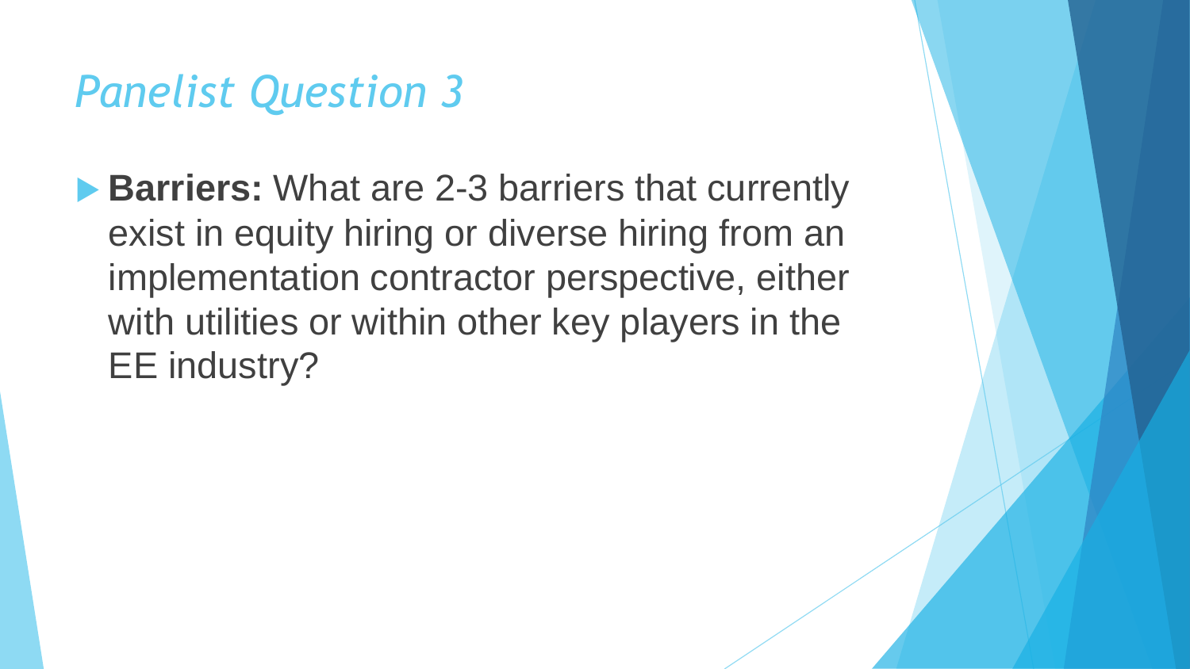## *Panelist Question 3*

- **Barriers:** What are 2-3 barriers that currently exist in equity hiring or diverse hiring from an implementation contractor perspective, either with utilities or within other key players in the EE industry?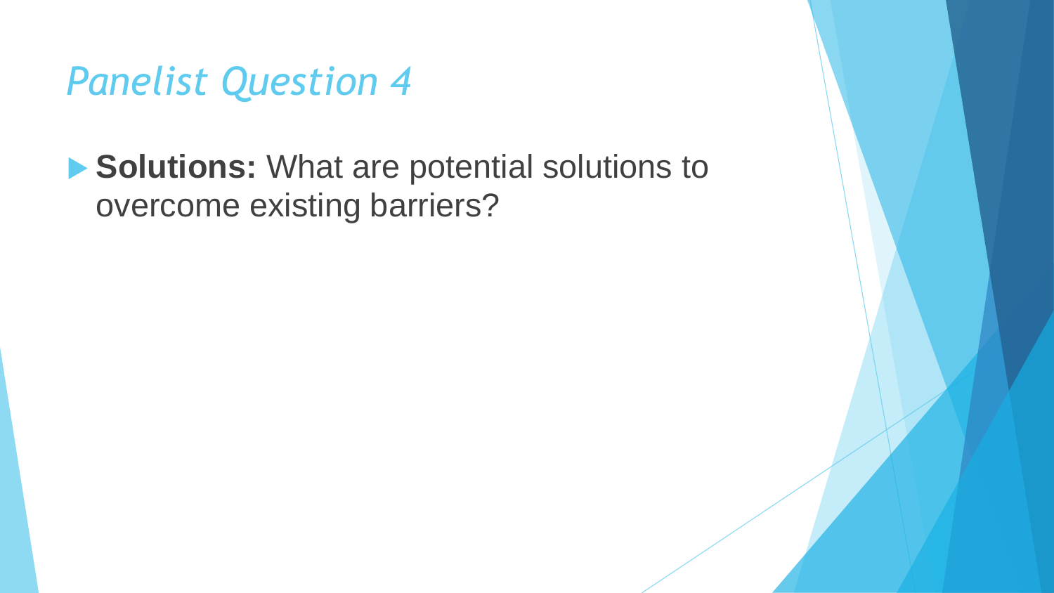# *Panelist Question 4*

- **Solutions:** What are potential solutions to overcome existing barriers?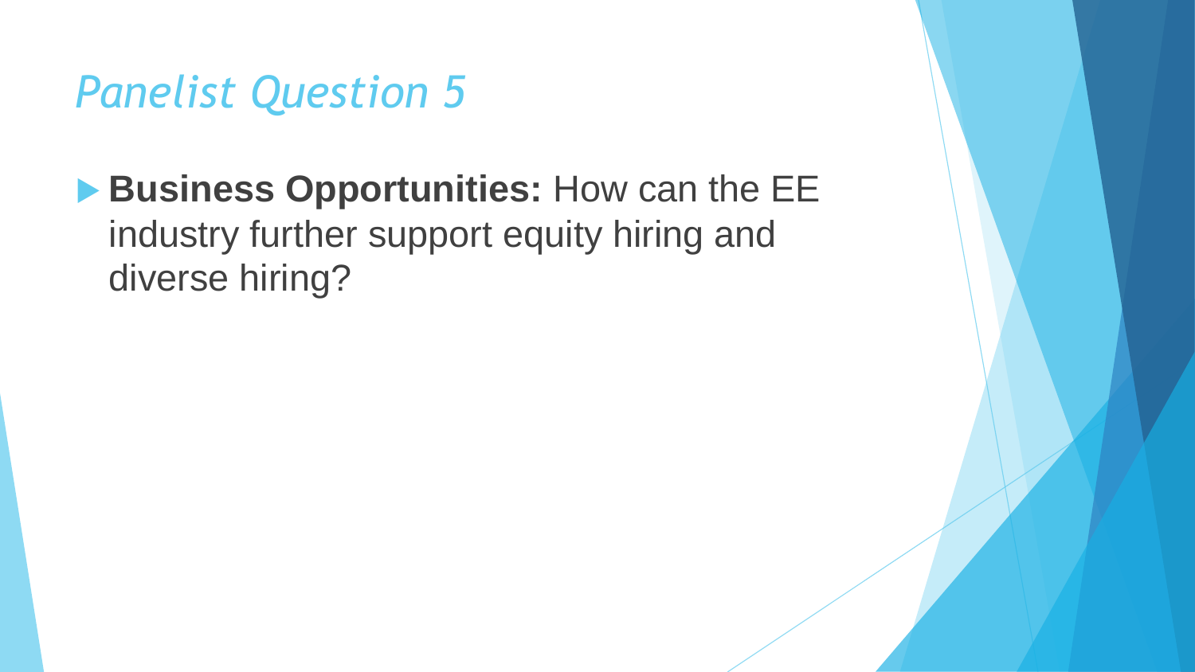# *Panelist Question 5*

- **Business Opportunities:** How can the EE industry further support equity hiring and diverse hiring?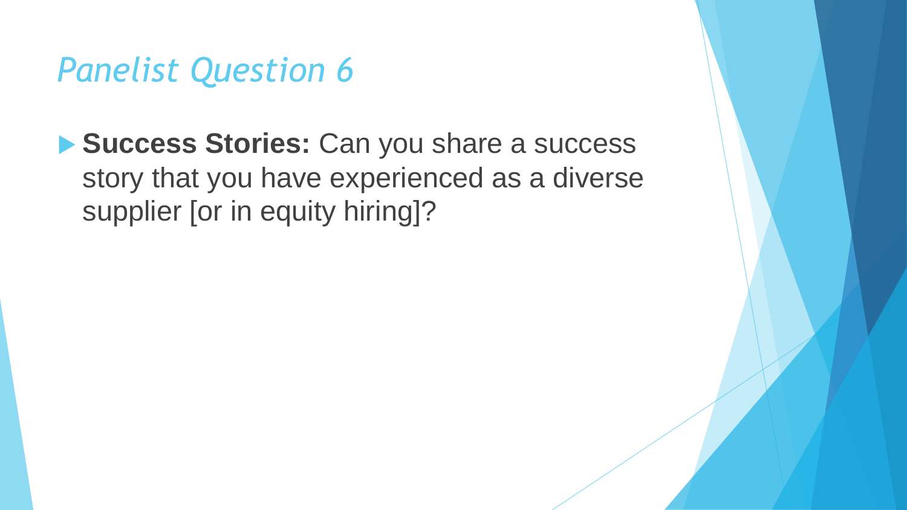# *Panelist Question 6*

- **Success Stories:** Can you share a success story that you have experienced as a diverse supplier [or in equity hiring]?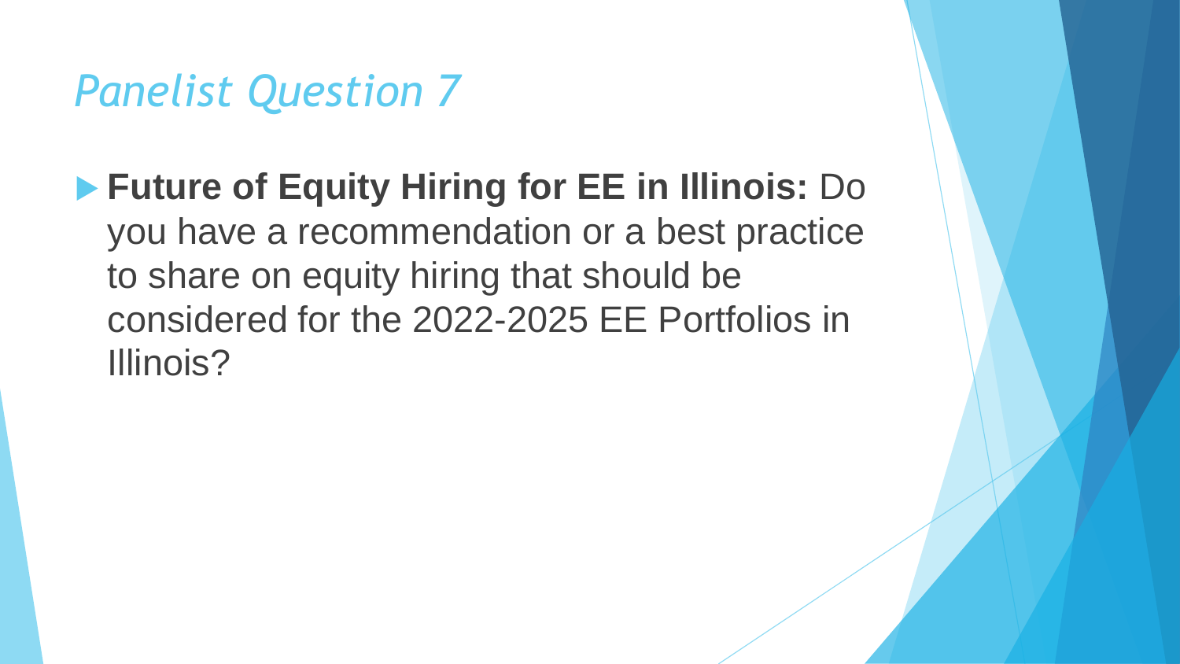# *Panelist Question 7*

- **Future of Equity Hiring for EE in Illinois:** Do you have a recommendation or a best practice to share on equity hiring that should be considered for the 2022-2025 EE Portfolios in Illinois?